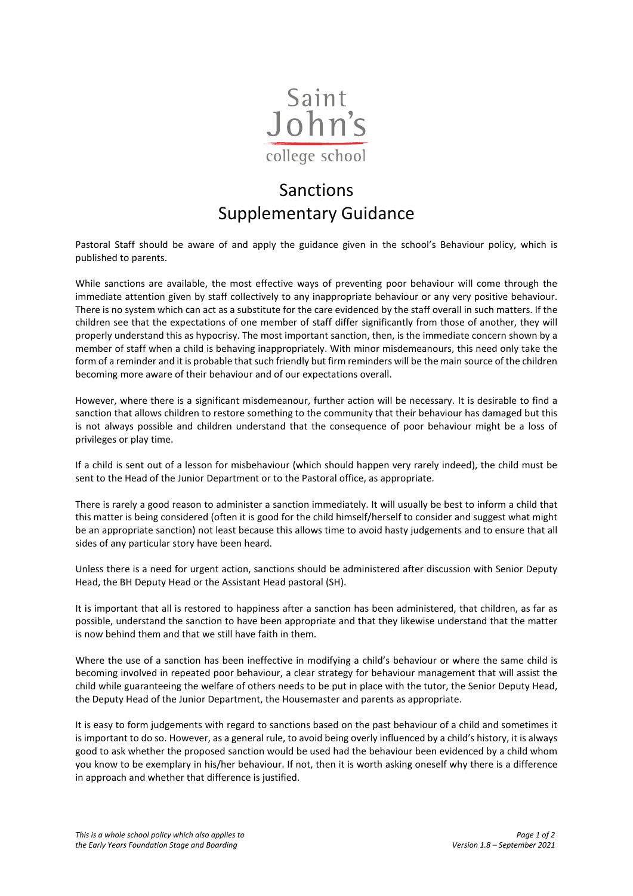Saint John's college school

# Sanctions
# Supplementary Guidance

Pastoral Staff should be aware of and apply the guidance given in the school's Behaviour policy, which is published to parents.

While sanctions are available, the most effective ways of preventing poor behaviour will come through the immediate attention given by staff collectively to any inappropriate behaviour or any very positive behaviour. There is no system which can act as a substitute for the care evidenced by the staff overall in such matters. If the children see that the expectations of one member of staff differ significantly from those of another, they will properly understand this as hypocrisy. The most important sanction, then, is the immediate concern shown by a member of staff when a child is behaving inappropriately. With minor misdemeanours, this need only take the form of a reminder and it is probable that such friendly but firm reminders will be the main source of the children becoming more aware of their behaviour and of our expectations overall.

However, where there is a significant misdemeanour, further action will be necessary. It is desirable to find a sanction that allows children to restore something to the community that their behaviour has damaged but this is not always possible and children understand that the consequence of poor behaviour might be a loss of privileges or play time.

If a child is sent out of a lesson for misbehaviour (which should happen very rarely indeed), the child must be sent to the Head of the Junior Department or to the Pastoral office, as appropriate.

There is rarely a good reason to administer a sanction immediately. It will usually be best to inform a child that this matter is being considered (often it is good for the child himself/herself to consider and suggest what might be an appropriate sanction) not least because this allows time to avoid hasty judgements and to ensure that all sides of any particular story have been heard.

Unless there is a need for urgent action, sanctions should be administered after discussion with Senior Deputy Head, the BH Deputy Head or the Assistant Head pastoral (SH).

It is important that all is restored to happiness after a sanction has been administered, that children, as far as possible, understand the sanction to have been appropriate and that they likewise understand that the matter is now behind them and that we still have faith in them.

Where the use of a sanction has been ineffective in modifying a child's behaviour or where the same child is becoming involved in repeated poor behaviour, a clear strategy for behaviour management that will assist the child while guaranteeing the welfare of others needs to be put in place with the tutor, the Senior Deputy Head, the Deputy Head of the Junior Department, the Housemaster and parents as appropriate.

It is easy to form judgements with regard to sanctions based on the past behaviour of a child and sometimes it is important to do so. However, as a general rule, to avoid being overly influenced by a child's history, it is always good to ask whether the proposed sanction would be used had the behaviour been evidenced by a child whom you know to be exemplary in his/her behaviour. If not, then it is worth asking oneself why there is a difference in approach and whether that difference is justified.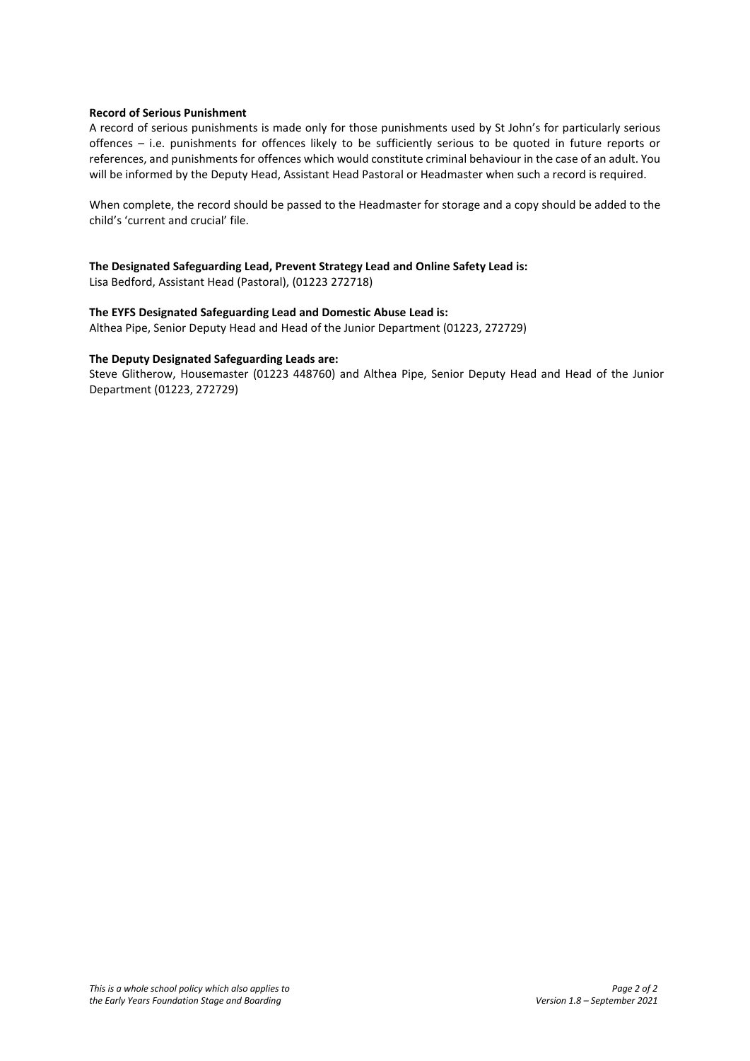**Record of Serious Punishment**

A record of serious punishments is made only for those punishments used by St John's for particularly serious offences – i.e. punishments for offences likely to be sufficiently serious to be quoted in future reports or references, and punishments for offences which would constitute criminal behaviour in the case of an adult. You will be informed by the Deputy Head, Assistant Head Pastoral or Headmaster when such a record is required.

When complete, the record should be passed to the Headmaster for storage and a copy should be added to the child's 'current and crucial' file.

**The Designated Safeguarding Lead, Prevent Strategy Lead and Online Safety Lead is:**
Lisa Bedford, Assistant Head (Pastoral), (01223 272718)

**The EYFS Designated Safeguarding Lead and Domestic Abuse Lead is:**
Althea Pipe, Senior Deputy Head and Head of the Junior Department (01223, 272729)

**The Deputy Designated Safeguarding Leads are:**
Steve Glitherow, Housemaster (01223 448760) and Althea Pipe, Senior Deputy Head and Head of the Junior Department (01223, 272729)